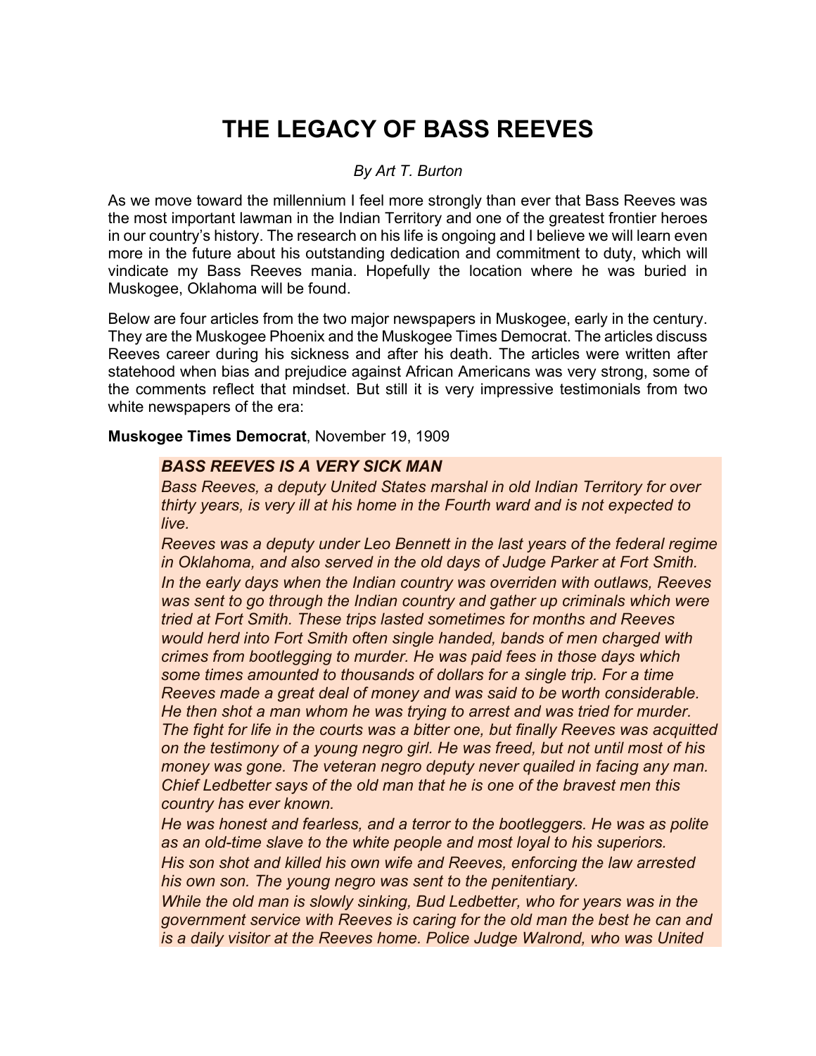# THE LEGACY OF BASS REEVES

*By Art T. Burton*

As we move toward the millennium I feel more strongly than ever that Bass Reeves was the most important lawman in the Indian Territory and one of the greatest frontier heroes in our country's history. The research on his life is ongoing and I believe we will learn even more in the future about his outstanding dedication and commitment to duty, which will vindicate my Bass Reeves mania. Hopefully the location where he was buried in Muskogee, Oklahoma will be found.

Below are four articles from the two major newspapers in Muskogee, early in the century. They are the Muskogee Phoenix and the Muskogee Times Democrat. The articles discuss Reeves career during his sickness and after his death. The articles were written after statehood when bias and prejudice against African Americans was very strong, some of the comments reflect that mindset. But still it is very impressive testimonials from two white newspapers of the era:

**Muskogee Times Democrat**, November 19, 1909

> ***BASS REEVES IS A VERY SICK MAN***
>
> *Bass Reeves, a deputy United States marshal in old Indian Territory for over thirty years, is very ill at his home in the Fourth ward and is not expected to live.*
>
> *Reeves was a deputy under Leo Bennett in the last years of the federal regime in Oklahoma, and also served in the old days of Judge Parker at Fort Smith.*
>
> *In the early days when the Indian country was overriden with outlaws, Reeves was sent to go through the Indian country and gather up criminals which were tried at Fort Smith. These trips lasted sometimes for months and Reeves would herd into Fort Smith often single handed, bands of men charged with crimes from bootlegging to murder. He was paid fees in those days which some times amounted to thousands of dollars for a single trip. For a time Reeves made a great deal of money and was said to be worth considerable. He then shot a man whom he was trying to arrest and was tried for murder. The fight for life in the courts was a bitter one, but finally Reeves was acquitted on the testimony of a young negro girl. He was freed, but not until most of his money was gone. The veteran negro deputy never quailed in facing any man. Chief Ledbetter says of the old man that he is one of the bravest men this country has ever known.*
>
> *He was honest and fearless, and a terror to the bootleggers. He was as polite as an old-time slave to the white people and most loyal to his superiors.*
>
> *His son shot and killed his own wife and Reeves, enforcing the law arrested his own son. The young negro was sent to the penitentiary.*
>
> *While the old man is slowly sinking, Bud Ledbetter, who for years was in the government service with Reeves is caring for the old man the best he can and is a daily visitor at the Reeves home. Police Judge Walrond, who was United*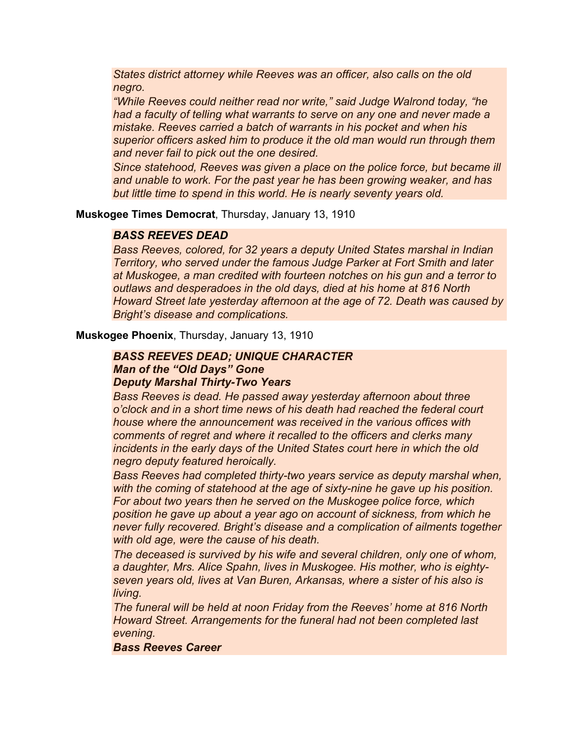*States district attorney while Reeves was an officer, also calls on the old negro.*

*"While Reeves could neither read nor write," said Judge Walrond today, "he had a faculty of telling what warrants to serve on any one and never made a mistake. Reeves carried a batch of warrants in his pocket and when his superior officers asked him to produce it the old man would run through them and never fail to pick out the one desired.*

*Since statehood, Reeves was given a place on the police force, but became ill and unable to work. For the past year he has been growing weaker, and has but little time to spend in this world. He is nearly seventy years old.*

**Muskogee Times Democrat**, Thursday, January 13, 1910

***BASS REEVES DEAD***

*Bass Reeves, colored, for 32 years a deputy United States marshal in Indian Territory, who served under the famous Judge Parker at Fort Smith and later at Muskogee, a man credited with fourteen notches on his gun and a terror to outlaws and desperadoes in the old days, died at his home at 816 North Howard Street late yesterday afternoon at the age of 72. Death was caused by Bright's disease and complications.*

**Muskogee Phoenix**, Thursday, January 13, 1910

***BASS REEVES DEAD; UNIQUE CHARACTER***
***Man of the "Old Days" Gone***
***Deputy Marshal Thirty-Two Years***

*Bass Reeves is dead. He passed away yesterday afternoon about three o'clock and in a short time news of his death had reached the federal court house where the announcement was received in the various offices with comments of regret and where it recalled to the officers and clerks many incidents in the early days of the United States court here in which the old negro deputy featured heroically.*

*Bass Reeves had completed thirty-two years service as deputy marshal when, with the coming of statehood at the age of sixty-nine he gave up his position. For about two years then he served on the Muskogee police force, which position he gave up about a year ago on account of sickness, from which he never fully recovered. Bright's disease and a complication of ailments together with old age, were the cause of his death.*

*The deceased is survived by his wife and several children, only one of whom, a daughter, Mrs. Alice Spahn, lives in Muskogee. His mother, who is eighty-seven years old, lives at Van Buren, Arkansas, where a sister of his also is living.*

*The funeral will be held at noon Friday from the Reeves' home at 816 North Howard Street. Arrangements for the funeral had not been completed last evening.*

***Bass Reeves Career***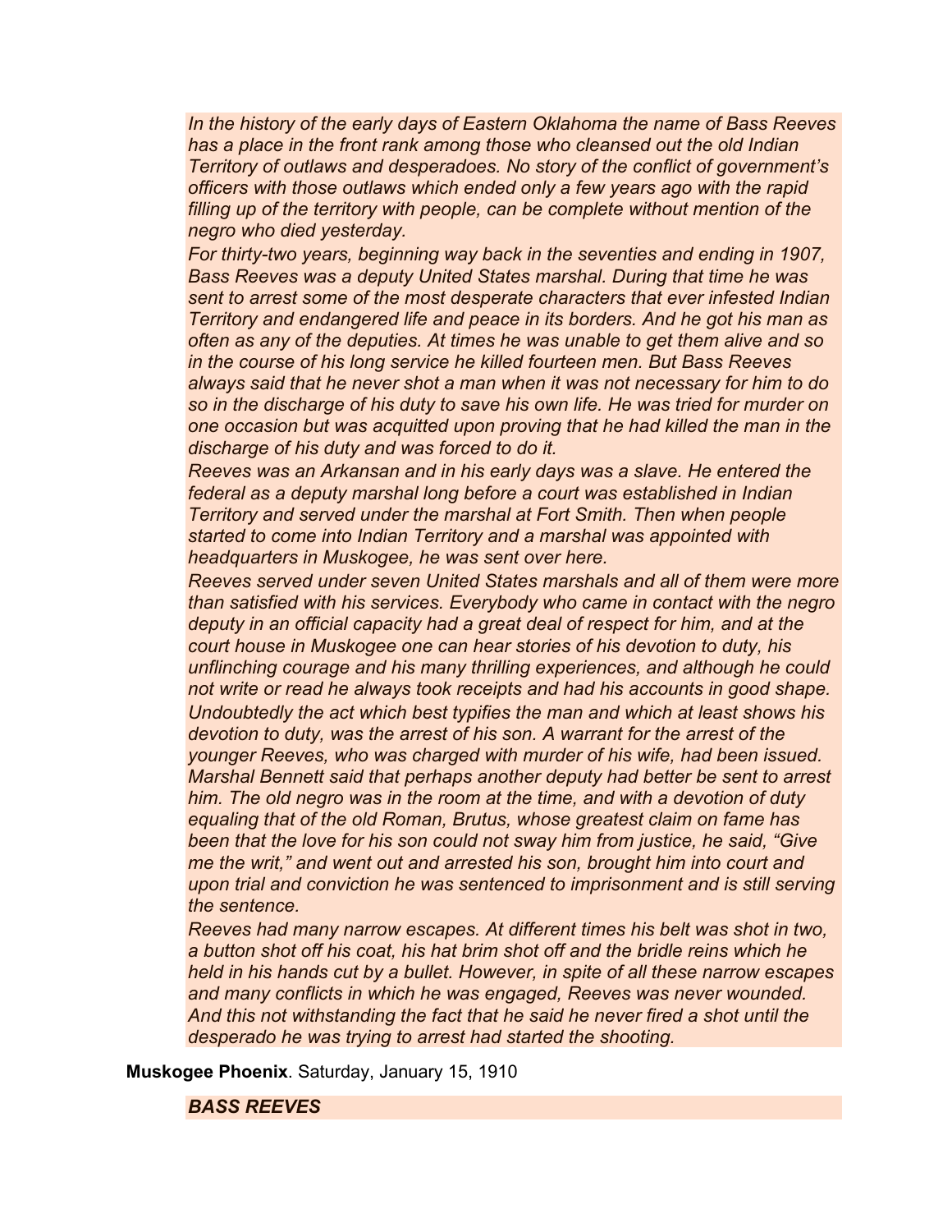*In the history of the early days of Eastern Oklahoma the name of Bass Reeves has a place in the front rank among those who cleansed out the old Indian Territory of outlaws and desperadoes. No story of the conflict of government's officers with those outlaws which ended only a few years ago with the rapid filling up of the territory with people, can be complete without mention of the negro who died yesterday.*

*For thirty-two years, beginning way back in the seventies and ending in 1907, Bass Reeves was a deputy United States marshal. During that time he was sent to arrest some of the most desperate characters that ever infested Indian Territory and endangered life and peace in its borders. And he got his man as often as any of the deputies. At times he was unable to get them alive and so in the course of his long service he killed fourteen men. But Bass Reeves always said that he never shot a man when it was not necessary for him to do so in the discharge of his duty to save his own life. He was tried for murder on one occasion but was acquitted upon proving that he had killed the man in the discharge of his duty and was forced to do it.*

*Reeves was an Arkansan and in his early days was a slave. He entered the federal as a deputy marshal long before a court was established in Indian Territory and served under the marshal at Fort Smith. Then when people started to come into Indian Territory and a marshal was appointed with headquarters in Muskogee, he was sent over here.*

*Reeves served under seven United States marshals and all of them were more than satisfied with his services. Everybody who came in contact with the negro deputy in an official capacity had a great deal of respect for him, and at the court house in Muskogee one can hear stories of his devotion to duty, his unflinching courage and his many thrilling experiences, and although he could not write or read he always took receipts and had his accounts in good shape.*

*Undoubtedly the act which best typifies the man and which at least shows his devotion to duty, was the arrest of his son. A warrant for the arrest of the younger Reeves, who was charged with murder of his wife, had been issued. Marshal Bennett said that perhaps another deputy had better be sent to arrest him. The old negro was in the room at the time, and with a devotion of duty equaling that of the old Roman, Brutus, whose greatest claim on fame has been that the love for his son could not sway him from justice, he said, "Give me the writ," and went out and arrested his son, brought him into court and upon trial and conviction he was sentenced to imprisonment and is still serving the sentence.*

*Reeves had many narrow escapes. At different times his belt was shot in two, a button shot off his coat, his hat brim shot off and the bridle reins which he held in his hands cut by a bullet. However, in spite of all these narrow escapes and many conflicts in which he was engaged, Reeves was never wounded. And this not withstanding the fact that he said he never fired a shot until the desperado he was trying to arrest had started the shooting.*

**Muskogee Phoenix**. Saturday, January 15, 1910

***BASS REEVES***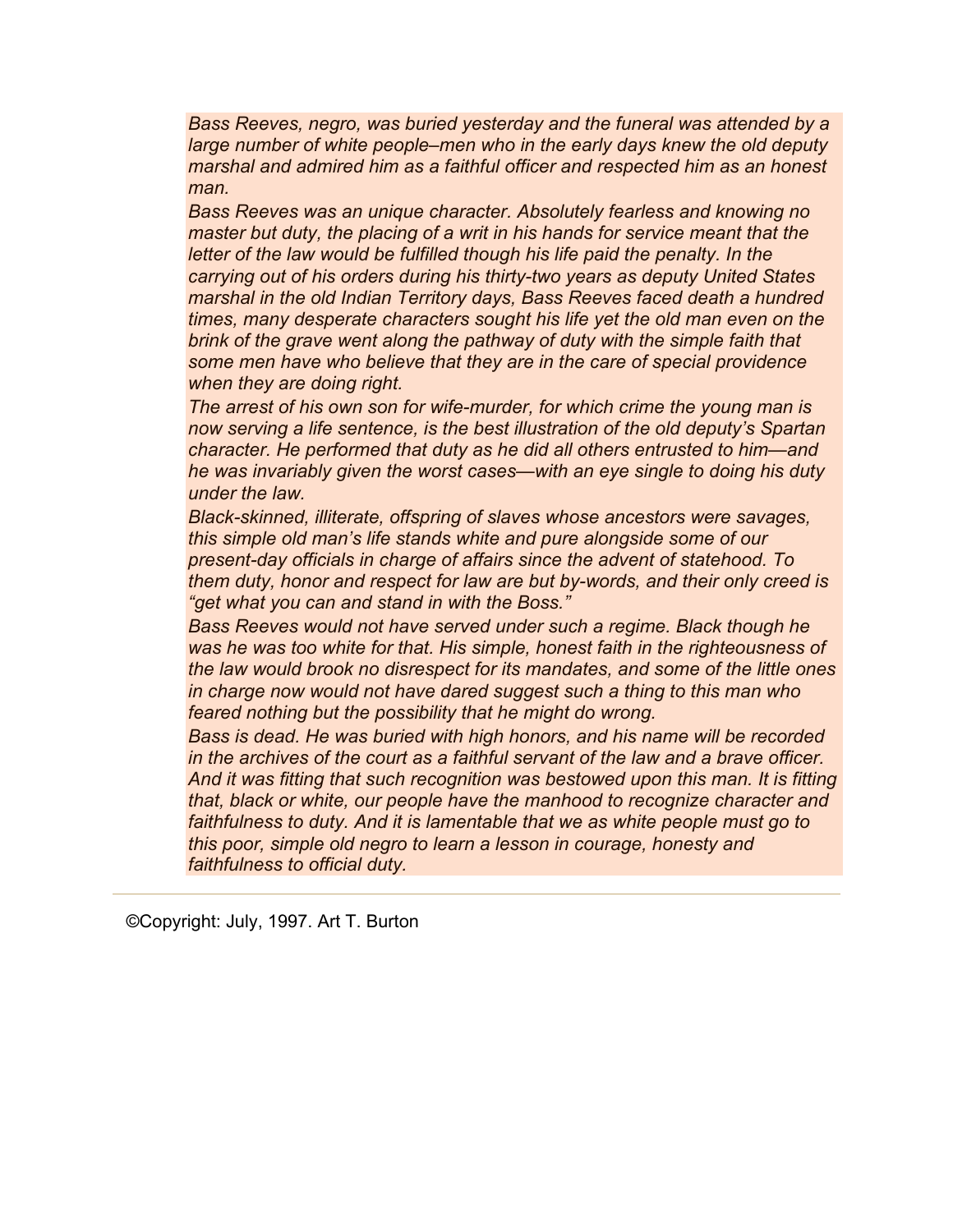*Bass Reeves, negro, was buried yesterday and the funeral was attended by a large number of white people–men who in the early days knew the old deputy marshal and admired him as a faithful officer and respected him as an honest man.*

*Bass Reeves was an unique character. Absolutely fearless and knowing no master but duty, the placing of a writ in his hands for service meant that the letter of the law would be fulfilled though his life paid the penalty. In the carrying out of his orders during his thirty-two years as deputy United States marshal in the old Indian Territory days, Bass Reeves faced death a hundred times, many desperate characters sought his life yet the old man even on the brink of the grave went along the pathway of duty with the simple faith that some men have who believe that they are in the care of special providence when they are doing right.*

*The arrest of his own son for wife-murder, for which crime the young man is now serving a life sentence, is the best illustration of the old deputy's Spartan character. He performed that duty as he did all others entrusted to him—and he was invariably given the worst cases—with an eye single to doing his duty under the law.*

*Black-skinned, illiterate, offspring of slaves whose ancestors were savages, this simple old man's life stands white and pure alongside some of our present-day officials in charge of affairs since the advent of statehood. To them duty, honor and respect for law are but by-words, and their only creed is "get what you can and stand in with the Boss."*

*Bass Reeves would not have served under such a regime. Black though he was he was too white for that. His simple, honest faith in the righteousness of the law would brook no disrespect for its mandates, and some of the little ones in charge now would not have dared suggest such a thing to this man who feared nothing but the possibility that he might do wrong.*

*Bass is dead. He was buried with high honors, and his name will be recorded in the archives of the court as a faithful servant of the law and a brave officer. And it was fitting that such recognition was bestowed upon this man. It is fitting that, black or white, our people have the manhood to recognize character and faithfulness to duty. And it is lamentable that we as white people must go to this poor, simple old negro to learn a lesson in courage, honesty and faithfulness to official duty.*

---

©Copyright: July, 1997. Art T. Burton